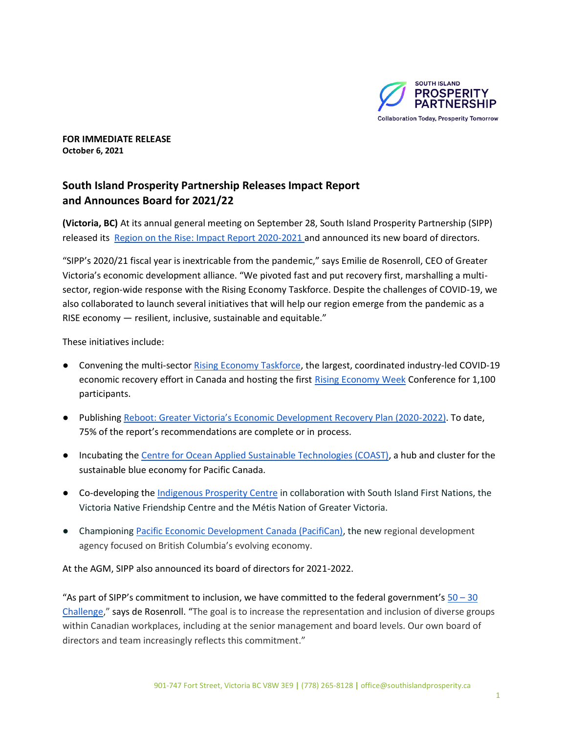**FOR IMMEDIATE RELEASE**
**October 6, 2021**

## South Island Prosperity Partnership Releases Impact Report and Announces Board for 2021/22

**(Victoria, BC)** At its annual general meeting on September 28, South Island Prosperity Partnership (SIPP) released its Region on the Rise: Impact Report 2020-2021 and announced its new board of directors.

"SIPP's 2020/21 fiscal year is inextricable from the pandemic," says Emilie de Rosenroll, CEO of Greater Victoria's economic development alliance. "We pivoted fast and put recovery first, marshalling a multi-sector, region-wide response with the Rising Economy Taskforce. Despite the challenges of COVID-19, we also collaborated to launch several initiatives that will help our region emerge from the pandemic as a RISE economy — resilient, inclusive, sustainable and equitable."

These initiatives include:

- Convening the multi-sector Rising Economy Taskforce, the largest, coordinated industry-led COVID-19 economic recovery effort in Canada and hosting the first Rising Economy Week Conference for 1,100 participants.
- Publishing Reboot: Greater Victoria's Economic Development Recovery Plan (2020-2022). To date, 75% of the report's recommendations are complete or in process.
- Incubating the Centre for Ocean Applied Sustainable Technologies (COAST), a hub and cluster for the sustainable blue economy for Pacific Canada.
- Co-developing the Indigenous Prosperity Centre in collaboration with South Island First Nations, the Victoria Native Friendship Centre and the Métis Nation of Greater Victoria.
- Championing Pacific Economic Development Canada (PacifiCan), the new regional development agency focused on British Columbia's evolving economy.

At the AGM, SIPP also announced its board of directors for 2021-2022.

"As part of SIPP's commitment to inclusion, we have committed to the federal government's 50 – 30 Challenge," says de Rosenroll. "The goal is to increase the representation and inclusion of diverse groups within Canadian workplaces, including at the senior management and board levels. Our own board of directors and team increasingly reflects this commitment."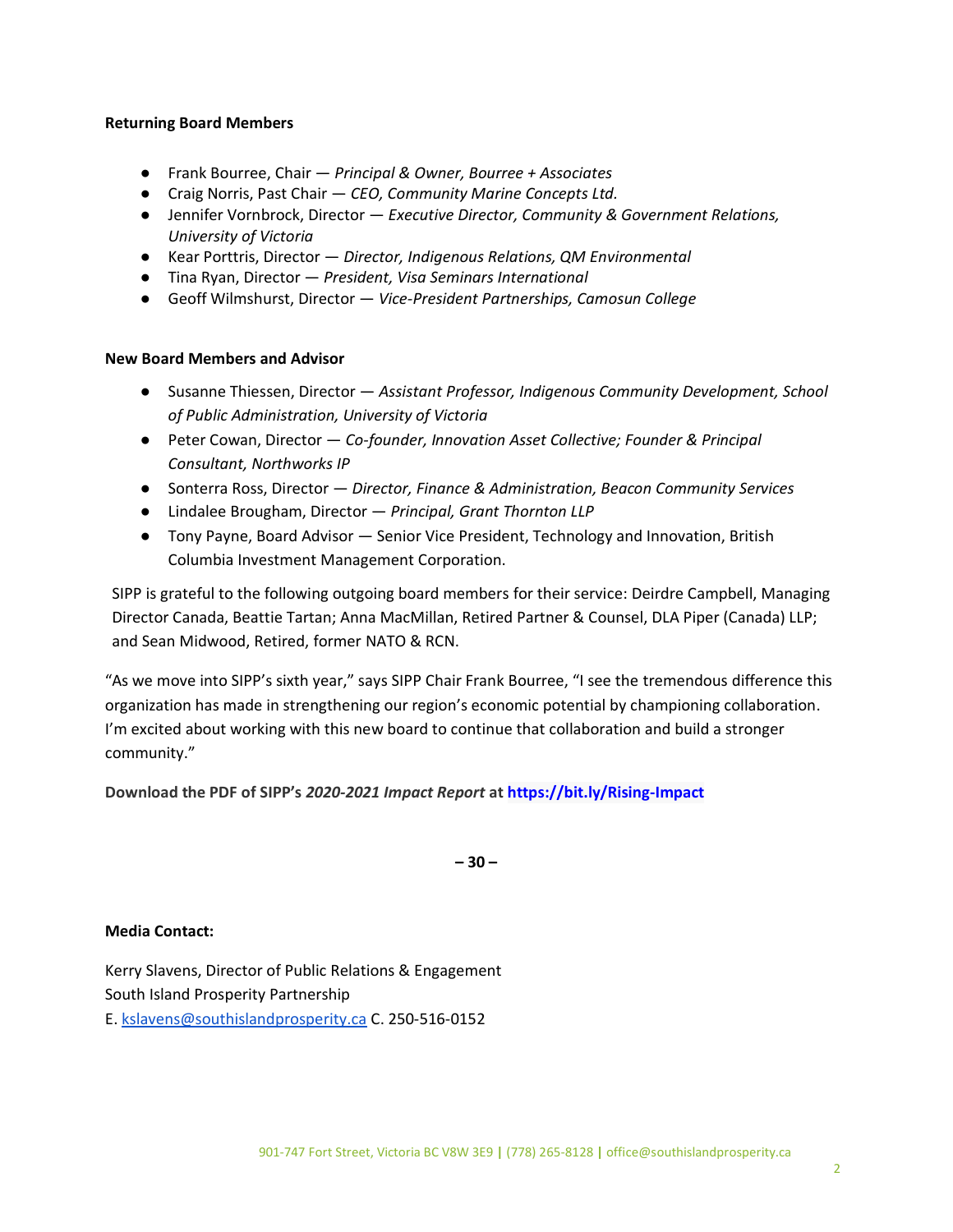**Returning Board Members**

- Frank Bourree, Chair — *Principal & Owner, Bourree + Associates*
- Craig Norris, Past Chair — *CEO, Community Marine Concepts Ltd.*
- Jennifer Vornbrock, Director — *Executive Director, Community & Government Relations, University of Victoria*
- Kear Porttris, Director — *Director, Indigenous Relations, QM Environmental*
- Tina Ryan, Director — *President, Visa Seminars International*
- Geoff Wilmshurst, Director — *Vice-President Partnerships, Camosun College*

**New Board Members and Advisor**

- Susanne Thiessen, Director — *Assistant Professor, Indigenous Community Development, School of Public Administration, University of Victoria*
- Peter Cowan, Director — *Co-founder, Innovation Asset Collective; Founder & Principal Consultant, Northworks IP*
- Sonterra Ross, Director — *Director, Finance & Administration, Beacon Community Services*
- Lindalee Brougham, Director — *Principal, Grant Thornton LLP*
- Tony Payne, Board Advisor — Senior Vice President, Technology and Innovation, British Columbia Investment Management Corporation.

SIPP is grateful to the following outgoing board members for their service: Deirdre Campbell, Managing Director Canada, Beattie Tartan; Anna MacMillan, Retired Partner & Counsel, DLA Piper (Canada) LLP; and Sean Midwood, Retired, former NATO & RCN.

"As we move into SIPP's sixth year," says SIPP Chair Frank Bourree, "I see the tremendous difference this organization has made in strengthening our region's economic potential by championing collaboration. I'm excited about working with this new board to continue that collaboration and build a stronger community."

**Download the PDF of SIPP's *2020-2021 Impact Report* at https://bit.ly/Rising-Impact**

**– 30 –**

**Media Contact:**

Kerry Slavens, Director of Public Relations & Engagement
South Island Prosperity Partnership
E. kslavens@southislandprosperity.ca C. 250-516-0152

901-747 Fort Street, Victoria BC V8W 3E9 | (778) 265-8128 | office@southislandprosperity.ca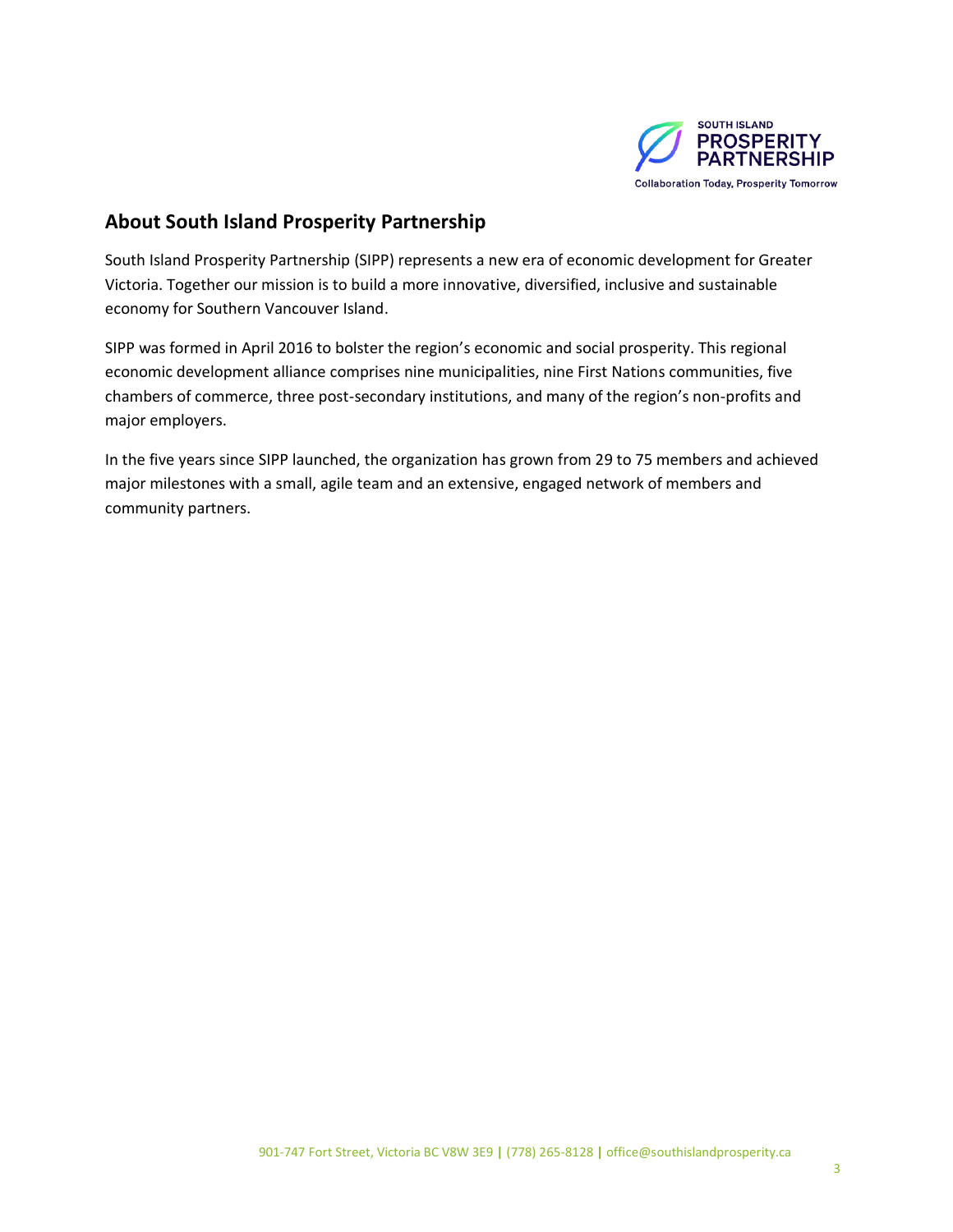## About South Island Prosperity Partnership

South Island Prosperity Partnership (SIPP) represents a new era of economic development for Greater Victoria. Together our mission is to build a more innovative, diversified, inclusive and sustainable economy for Southern Vancouver Island.

SIPP was formed in April 2016 to bolster the region's economic and social prosperity. This regional economic development alliance comprises nine municipalities, nine First Nations communities, five chambers of commerce, three post-secondary institutions, and many of the region's non-profits and major employers.

In the five years since SIPP launched, the organization has grown from 29 to 75 members and achieved major milestones with a small, agile team and an extensive, engaged network of members and community partners.